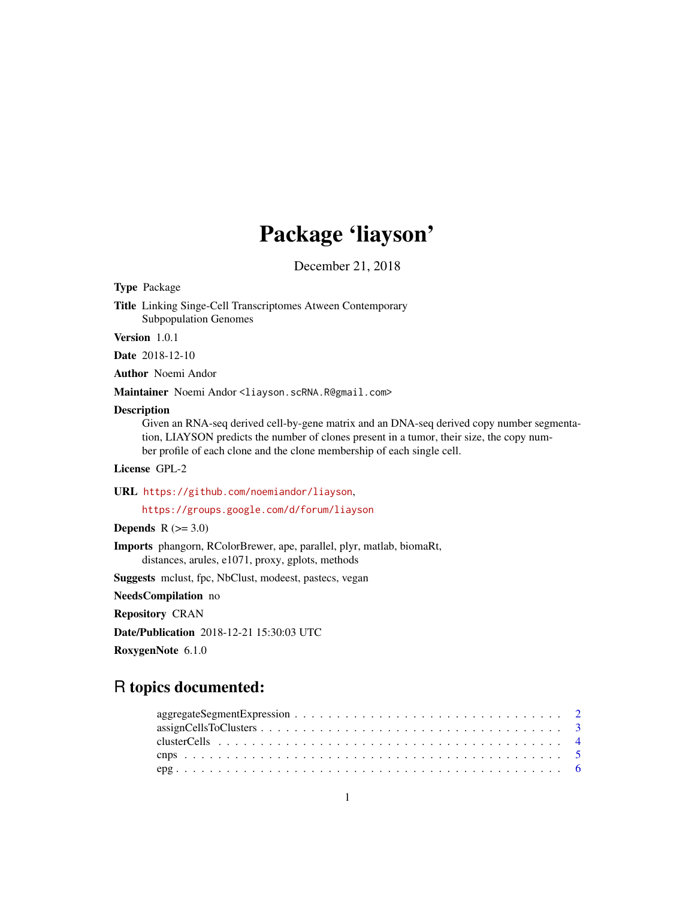# Package 'liayson'

December 21, 2018

**Type** Package

**Title** Linking Singe-Cell Transcriptomes Atween Contemporary Subpopulation Genomes

**Version** 1.0.1

**Date** 2018-12-10

**Author** Noemi Andor

**Maintainer** Noemi Andor <liayson.scRNA.R@gmail.com>

**Description**
Given an RNA-seq derived cell-by-gene matrix and an DNA-seq derived copy number segmentation, LIAYSON predicts the number of clones present in a tumor, their size, the copy number profile of each clone and the clone membership of each single cell.

**License** GPL-2

**URL** https://github.com/noemiandor/liayson,
https://groups.google.com/d/forum/liayson

**Depends** R (>= 3.0)

**Imports** phangorn, RColorBrewer, ape, parallel, plyr, matlab, biomaRt, distances, arules, e1071, proxy, gplots, methods

**Suggests** mclust, fpc, NbClust, modeest, pastecs, vegan

**NeedsCompilation** no

**Repository** CRAN

**Date/Publication** 2018-12-21 15:30:03 UTC

**RoxygenNote** 6.1.0

## R topics documented:

aggregateSegmentExpression . . . . . . . . . . . . . . . . . . . . . . . . . . . . . . . 2
assignCellsToClusters . . . . . . . . . . . . . . . . . . . . . . . . . . . . . . . . . . 3
clusterCells . . . . . . . . . . . . . . . . . . . . . . . . . . . . . . . . . . . . . . . 4
cnps . . . . . . . . . . . . . . . . . . . . . . . . . . . . . . . . . . . . . . . . . . . 5
epg . . . . . . . . . . . . . . . . . . . . . . . . . . . . . . . . . . . . . . . . . . . . 6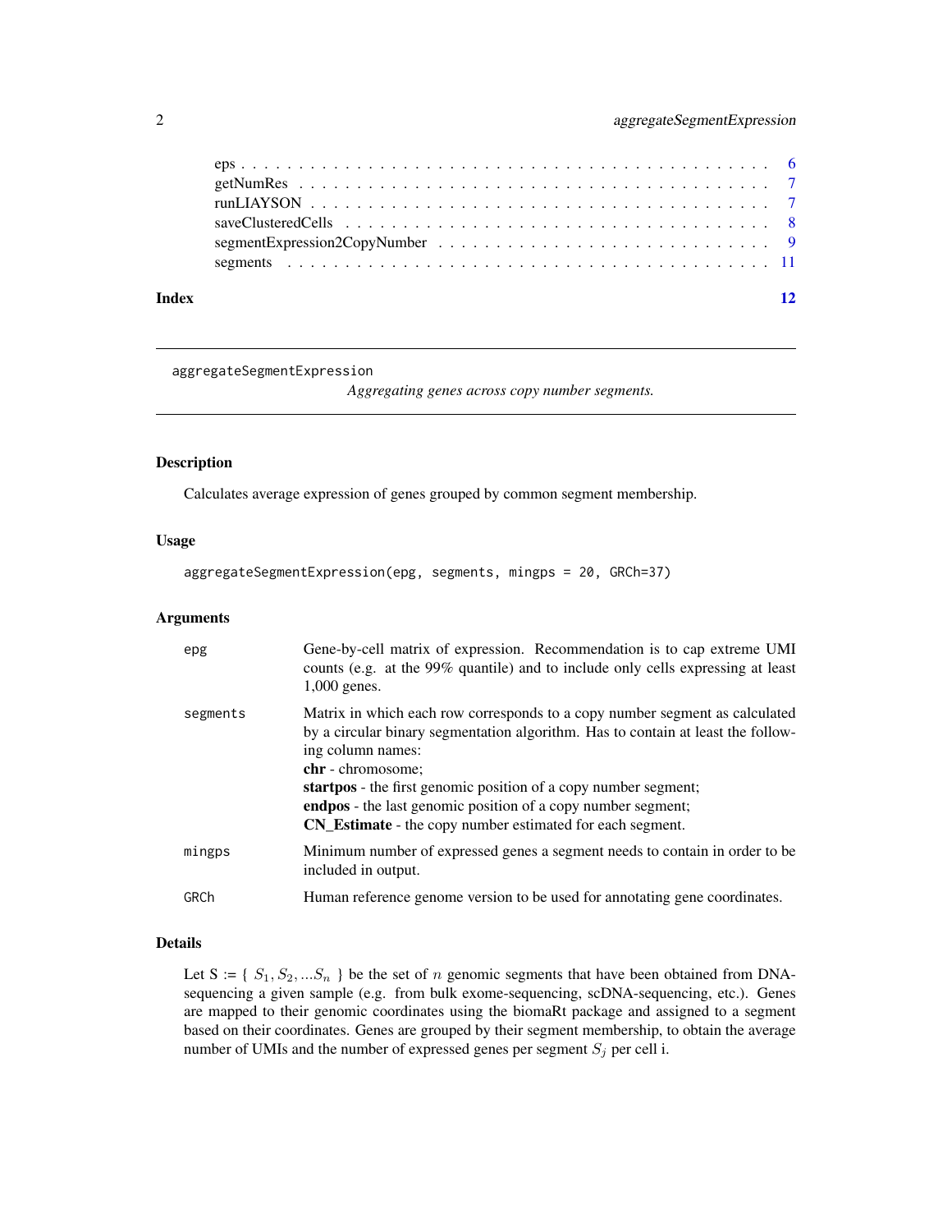eps . . . . . . . . . . . . . . . . . . . . . . . . . . . . . . . . . . . . . . . . . 6
getNumRes . . . . . . . . . . . . . . . . . . . . . . . . . . . . . . . . . . . . . 7
runLIAYSON . . . . . . . . . . . . . . . . . . . . . . . . . . . . . . . . . . . . 7
saveClusteredCells . . . . . . . . . . . . . . . . . . . . . . . . . . . . . . . . 8
segmentExpression2CopyNumber . . . . . . . . . . . . . . . . . . . . . . . . . 9
segments . . . . . . . . . . . . . . . . . . . . . . . . . . . . . . . . . . . . . 11

**Index** **12**

---

`aggregateSegmentExpression` *Aggregating genes across copy number segments.*

---

### Description

Calculates average expression of genes grouped by common segment membership.

### Usage

```
aggregateSegmentExpression(epg, segments, mingps = 20, GRCh=37)
```

### Arguments

| | |
|---|---|
| `epg` | Gene-by-cell matrix of expression. Recommendation is to cap extreme UMI counts (e.g. at the 99% quantile) and to include only cells expressing at least 1,000 genes. |
| `segments` | Matrix in which each row corresponds to a copy number segment as calculated by a circular binary segmentation algorithm. Has to contain at least the following column names:<br>**chr** - chromosome;<br>**startpos** - the first genomic position of a copy number segment;<br>**endpos** - the last genomic position of a copy number segment;<br>**CN_Estimate** - the copy number estimated for each segment. |
| `mingps` | Minimum number of expressed genes a segment needs to contain in order to be included in output. |
| `GRCh` | Human reference genome version to be used for annotating gene coordinates. |

### Details

Let S := { $S_1, S_2, ...S_n$ } be the set of $n$ genomic segments that have been obtained from DNA-sequencing a given sample (e.g. from bulk exome-sequencing, scDNA-sequencing, etc.). Genes are mapped to their genomic coordinates using the biomaRt package and assigned to a segment based on their coordinates. Genes are grouped by their segment membership, to obtain the average number of UMIs and the number of expressed genes per segment $S_j$ per cell i.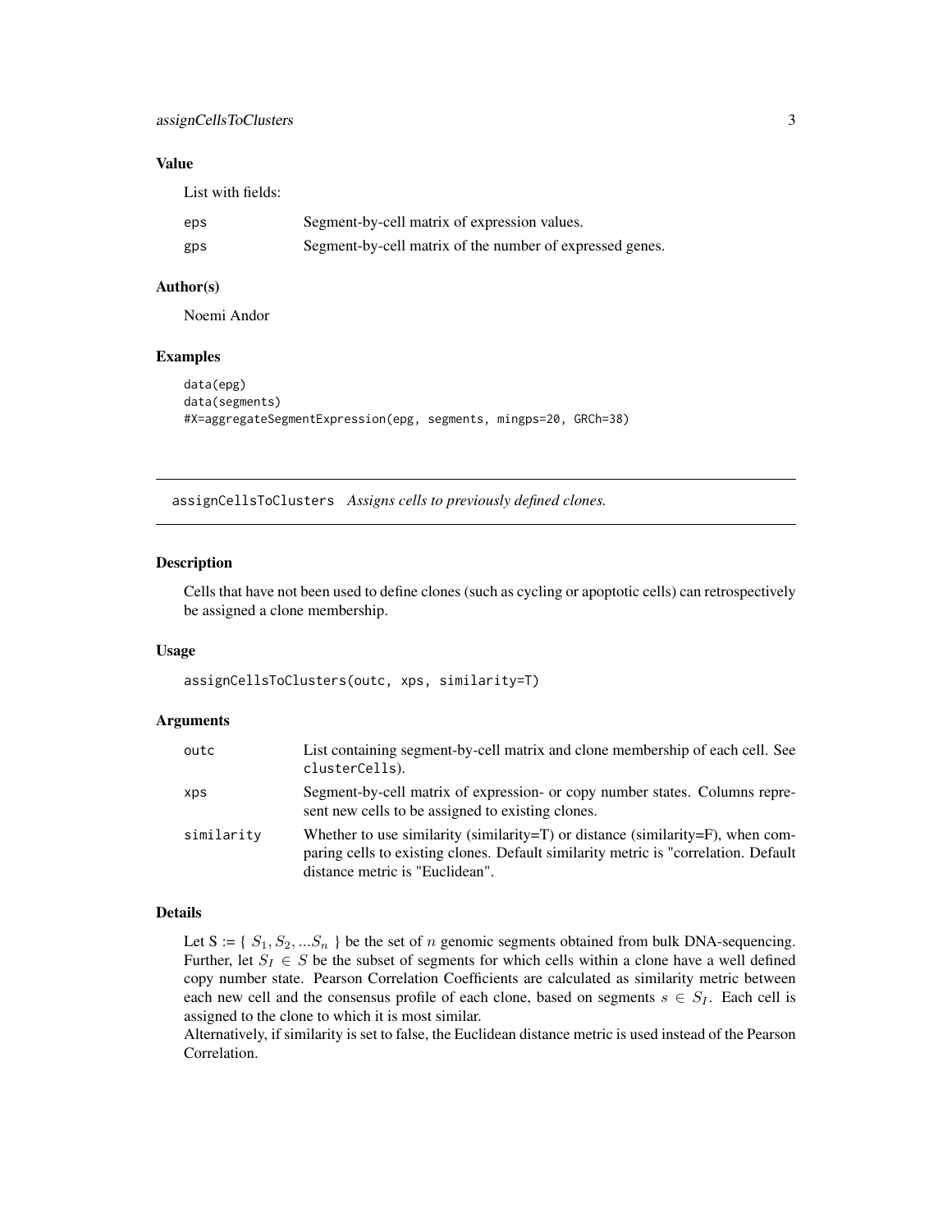## Value

List with fields:

| | |
|---|---|
| eps | Segment-by-cell matrix of expression values. |
| gps | Segment-by-cell matrix of the number of expressed genes. |

## Author(s)

Noemi Andor

## Examples

```
data(epg)
data(segments)
#X=aggregateSegmentExpression(epg, segments, mingps=20, GRCh=38)
```

---

# assignCellsToClusters *Assigns cells to previously defined clones.*

---

## Description

Cells that have not been used to define clones (such as cycling or apoptotic cells) can retrospectively be assigned a clone membership.

## Usage

```
assignCellsToClusters(outc, xps, similarity=T)
```

## Arguments

| | |
|---|---|
| outc | List containing segment-by-cell matrix and clone membership of each cell. See clusterCells). |
| xps | Segment-by-cell matrix of expression- or copy number states. Columns represent new cells to be assigned to existing clones. |
| similarity | Whether to use similarity (similarity=T) or distance (similarity=F), when comparing cells to existing clones. Default similarity metric is "correlation. Default distance metric is "Euclidean". |

## Details

Let S := { $S_1, S_2, ...S_n$ } be the set of $n$ genomic segments obtained from bulk DNA-sequencing. Further, let $S_I \in S$ be the subset of segments for which cells within a clone have a well defined copy number state. Pearson Correlation Coefficients are calculated as similarity metric between each new cell and the consensus profile of each clone, based on segments $s \in S_I$. Each cell is assigned to the clone to which it is most similar.

Alternatively, if similarity is set to false, the Euclidean distance metric is used instead of the Pearson Correlation.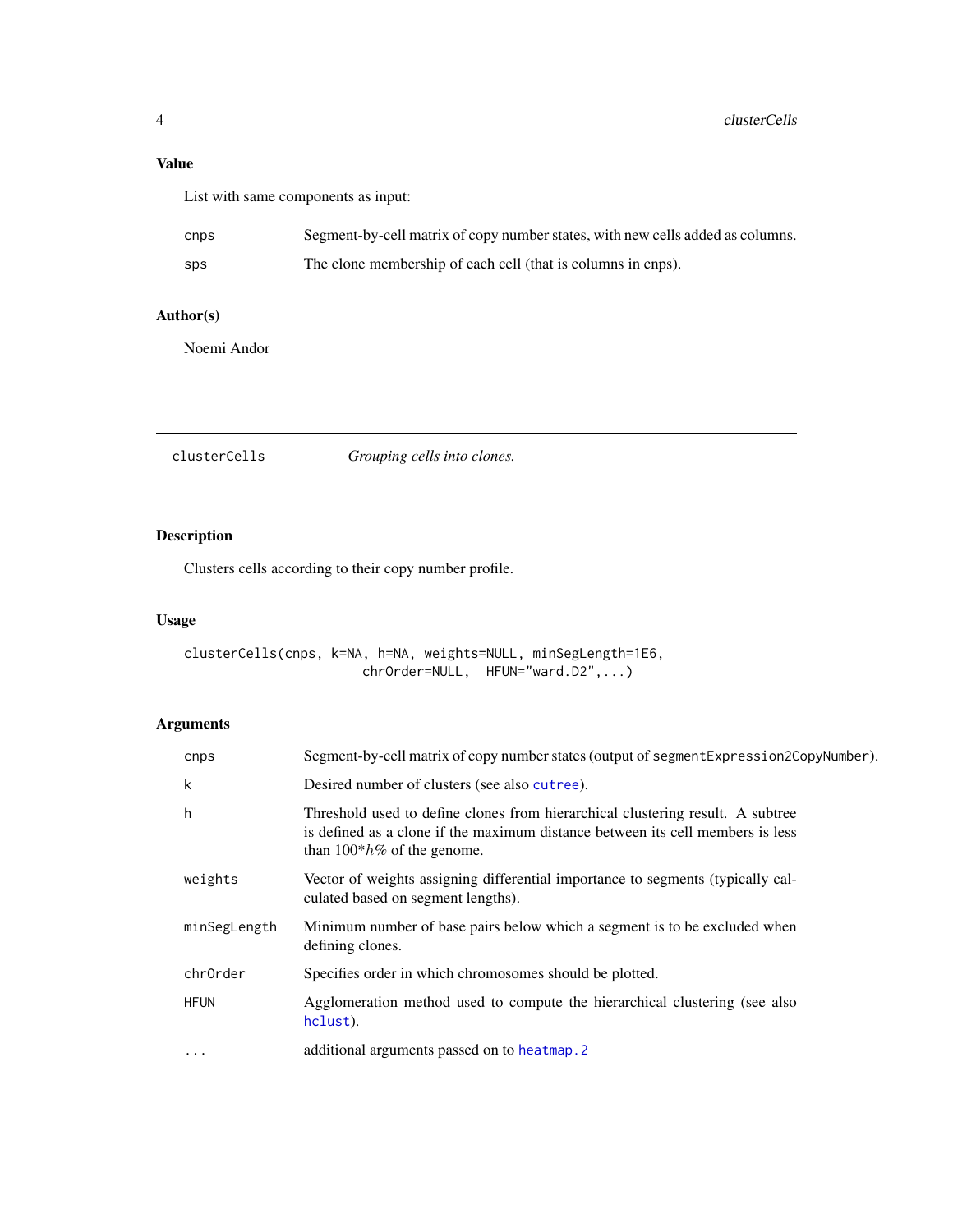## Value

List with same components as input:

| | |
|---|---|
| cnps | Segment-by-cell matrix of copy number states, with new cells added as columns. |
| sps | The clone membership of each cell (that is columns in cnps). |

## Author(s)

Noemi Andor

---

# clusterCells — *Grouping cells into clones.*

## Description

Clusters cells according to their copy number profile.

## Usage

```
clusterCells(cnps, k=NA, h=NA, weights=NULL, minSegLength=1E6,
                        chrOrder=NULL,  HFUN="ward.D2",...)
```

## Arguments

| | |
|---|---|
| cnps | Segment-by-cell matrix of copy number states (output of segmentExpression2CopyNumber). |
| k | Desired number of clusters (see also cutree). |
| h | Threshold used to define clones from hierarchical clustering result. A subtree is defined as a clone if the maximum distance between its cell members is less than 100\*$h$% of the genome. |
| weights | Vector of weights assigning differential importance to segments (typically calculated based on segment lengths). |
| minSegLength | Minimum number of base pairs below which a segment is to be excluded when defining clones. |
| chrOrder | Specifies order in which chromosomes should be plotted. |
| HFUN | Agglomeration method used to compute the hierarchical clustering (see also hclust). |
| ... | additional arguments passed on to heatmap.2 |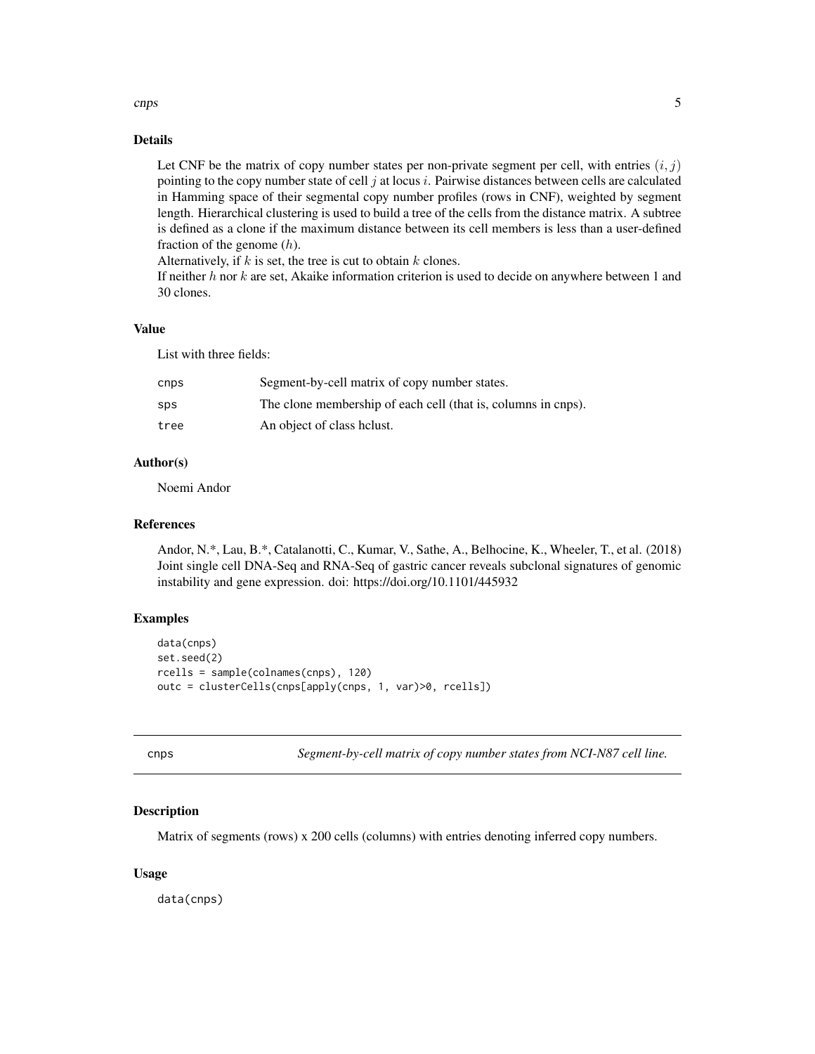### Details

Let CNF be the matrix of copy number states per non-private segment per cell, with entries $(i, j)$ pointing to the copy number state of cell $j$ at locus $i$. Pairwise distances between cells are calculated in Hamming space of their segmental copy number profiles (rows in CNF), weighted by segment length. Hierarchical clustering is used to build a tree of the cells from the distance matrix. A subtree is defined as a clone if the maximum distance between its cell members is less than a user-defined fraction of the genome ($h$).

Alternatively, if $k$ is set, the tree is cut to obtain $k$ clones.

If neither $h$ nor $k$ are set, Akaike information criterion is used to decide on anywhere between 1 and 30 clones.

### Value

List with three fields:

| | |
|---|---|
| `cnps` | Segment-by-cell matrix of copy number states. |
| `sps` | The clone membership of each cell (that is, columns in cnps). |
| `tree` | An object of class hclust. |

### Author(s)

Noemi Andor

### References

Andor, N.*, Lau, B.*, Catalanotti, C., Kumar, V., Sathe, A., Belhocine, K., Wheeler, T., et al. (2018) Joint single cell DNA-Seq and RNA-Seq of gastric cancer reveals subclonal signatures of genomic instability and gene expression. doi: https://doi.org/10.1101/445932

### Examples

```
data(cnps)
set.seed(2)
rcells = sample(colnames(cnps), 120)
outc = clusterCells(cnps[apply(cnps, 1, var)>0, rcells])
```

---

## `cnps` — *Segment-by-cell matrix of copy number states from NCI-N87 cell line.*

---

### Description

Matrix of segments (rows) x 200 cells (columns) with entries denoting inferred copy numbers.

### Usage

```
data(cnps)
```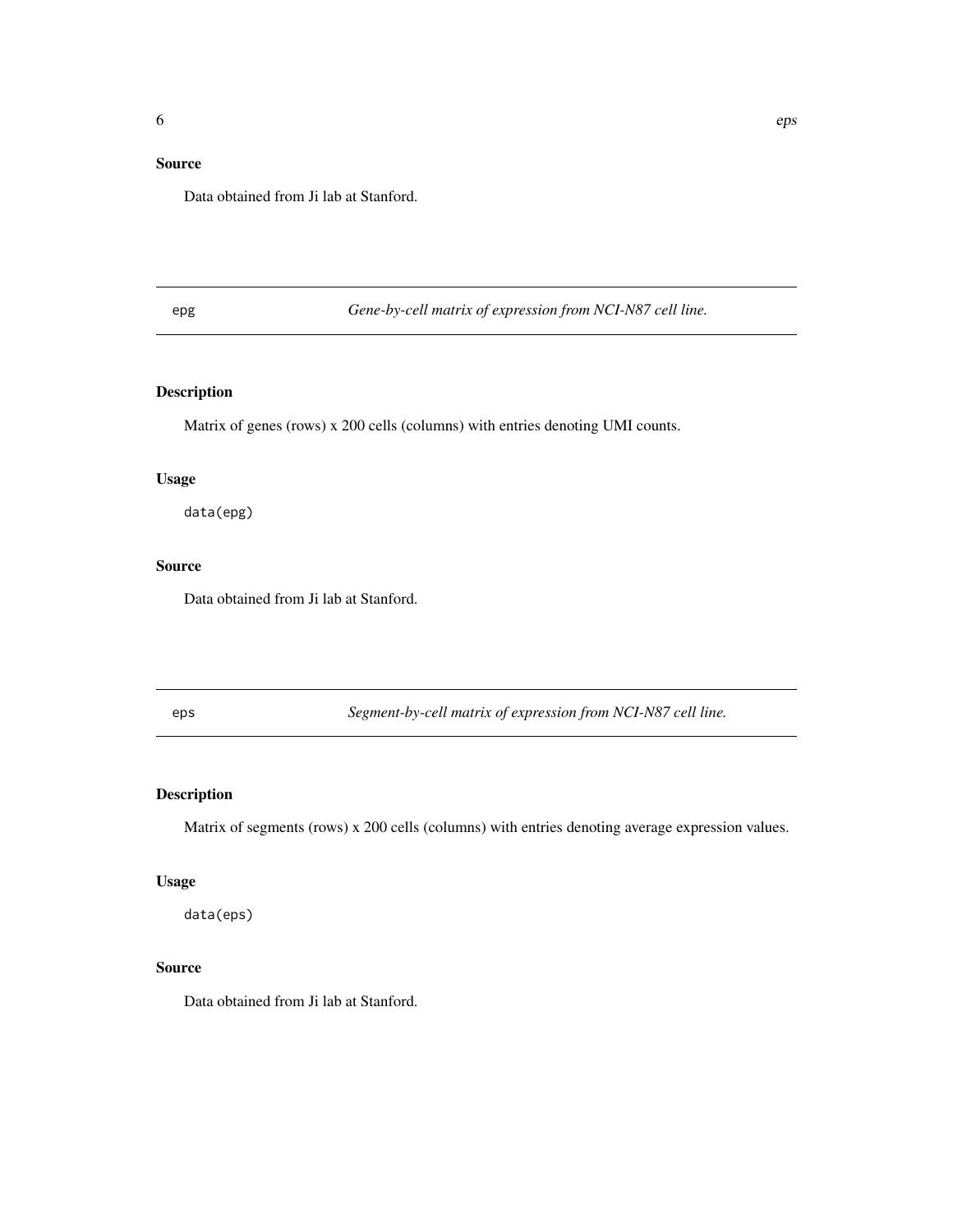### Source

Data obtained from Ji lab at Stanford.

---

## epg *Gene-by-cell matrix of expression from NCI-N87 cell line.*

---

### Description

Matrix of genes (rows) x 200 cells (columns) with entries denoting UMI counts.

### Usage

```
data(epg)
```

### Source

Data obtained from Ji lab at Stanford.

---

## eps *Segment-by-cell matrix of expression from NCI-N87 cell line.*

---

### Description

Matrix of segments (rows) x 200 cells (columns) with entries denoting average expression values.

### Usage

```
data(eps)
```

### Source

Data obtained from Ji lab at Stanford.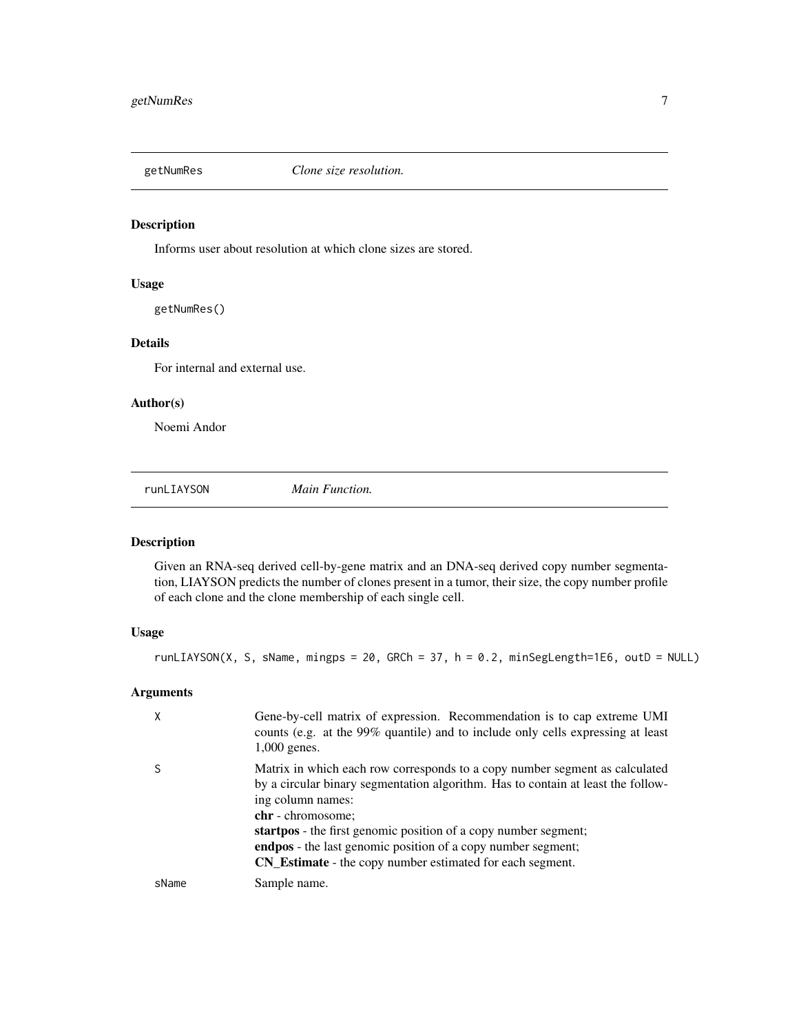## getNumRes — *Clone size resolution.*

### Description

Informs user about resolution at which clone sizes are stored.

### Usage

```
getNumRes()
```

### Details

For internal and external use.

### Author(s)

Noemi Andor

## runLIAYSON — *Main Function.*

### Description

Given an RNA-seq derived cell-by-gene matrix and an DNA-seq derived copy number segmentation, LIAYSON predicts the number of clones present in a tumor, their size, the copy number profile of each clone and the clone membership of each single cell.

### Usage

```
runLIAYSON(X, S, sName, mingps = 20, GRCh = 37, h = 0.2, minSegLength=1E6, outD = NULL)
```

### Arguments

| | |
|---|---|
| X | Gene-by-cell matrix of expression. Recommendation is to cap extreme UMI counts (e.g. at the 99% quantile) and to include only cells expressing at least 1,000 genes. |
| S | Matrix in which each row corresponds to a copy number segment as calculated by a circular binary segmentation algorithm. Has to contain at least the following column names:<br>**chr** - chromosome;<br>**startpos** - the first genomic position of a copy number segment;<br>**endpos** - the last genomic position of a copy number segment;<br>**CN_Estimate** - the copy number estimated for each segment. |
| sName | Sample name. |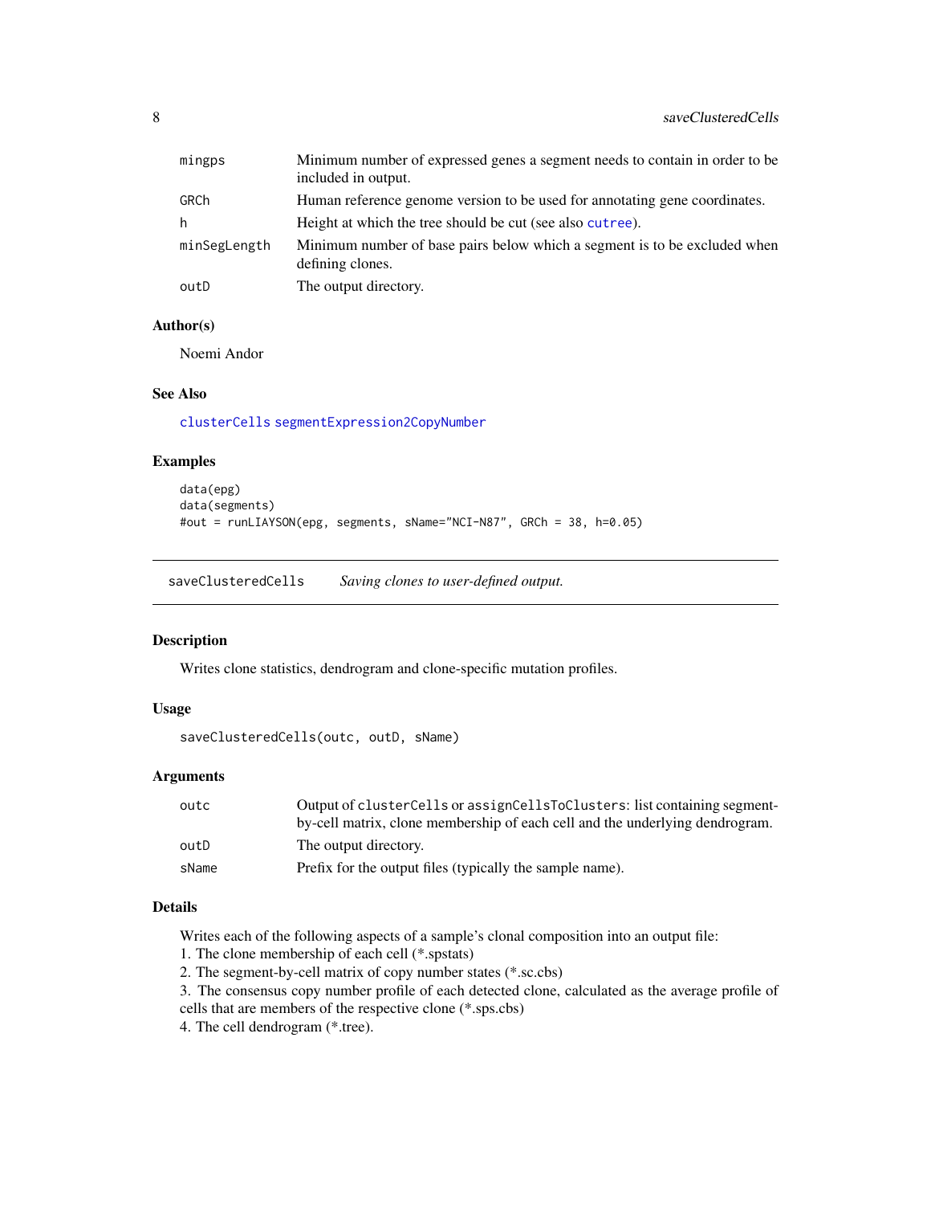| | |
|---|---|
| mingps | Minimum number of expressed genes a segment needs to contain in order to be included in output. |
| GRCh | Human reference genome version to be used for annotating gene coordinates. |
| h | Height at which the tree should be cut (see also cutree). |
| minSegLength | Minimum number of base pairs below which a segment is to be excluded when defining clones. |
| outD | The output directory. |

### Author(s)

Noemi Andor

### See Also

clusterCells segmentExpression2CopyNumber

### Examples

```
data(epg)
data(segments)
#out = runLIAYSON(epg, segments, sName="NCI-N87", GRCh = 38, h=0.05)
```

## saveClusteredCells *Saving clones to user-defined output.*

### Description

Writes clone statistics, dendrogram and clone-specific mutation profiles.

### Usage

```
saveClusteredCells(outc, outD, sName)
```

### Arguments

| | |
|---|---|
| outc | Output of clusterCells or assignCellsToClusters: list containing segment-by-cell matrix, clone membership of each cell and the underlying dendrogram. |
| outD | The output directory. |
| sName | Prefix for the output files (typically the sample name). |

### Details

Writes each of the following aspects of a sample's clonal composition into an output file:
1. The clone membership of each cell (*.spstats)
2. The segment-by-cell matrix of copy number states (*.sc.cbs)
3. The consensus copy number profile of each detected clone, calculated as the average profile of cells that are members of the respective clone (*.sps.cbs)
4. The cell dendrogram (*.tree).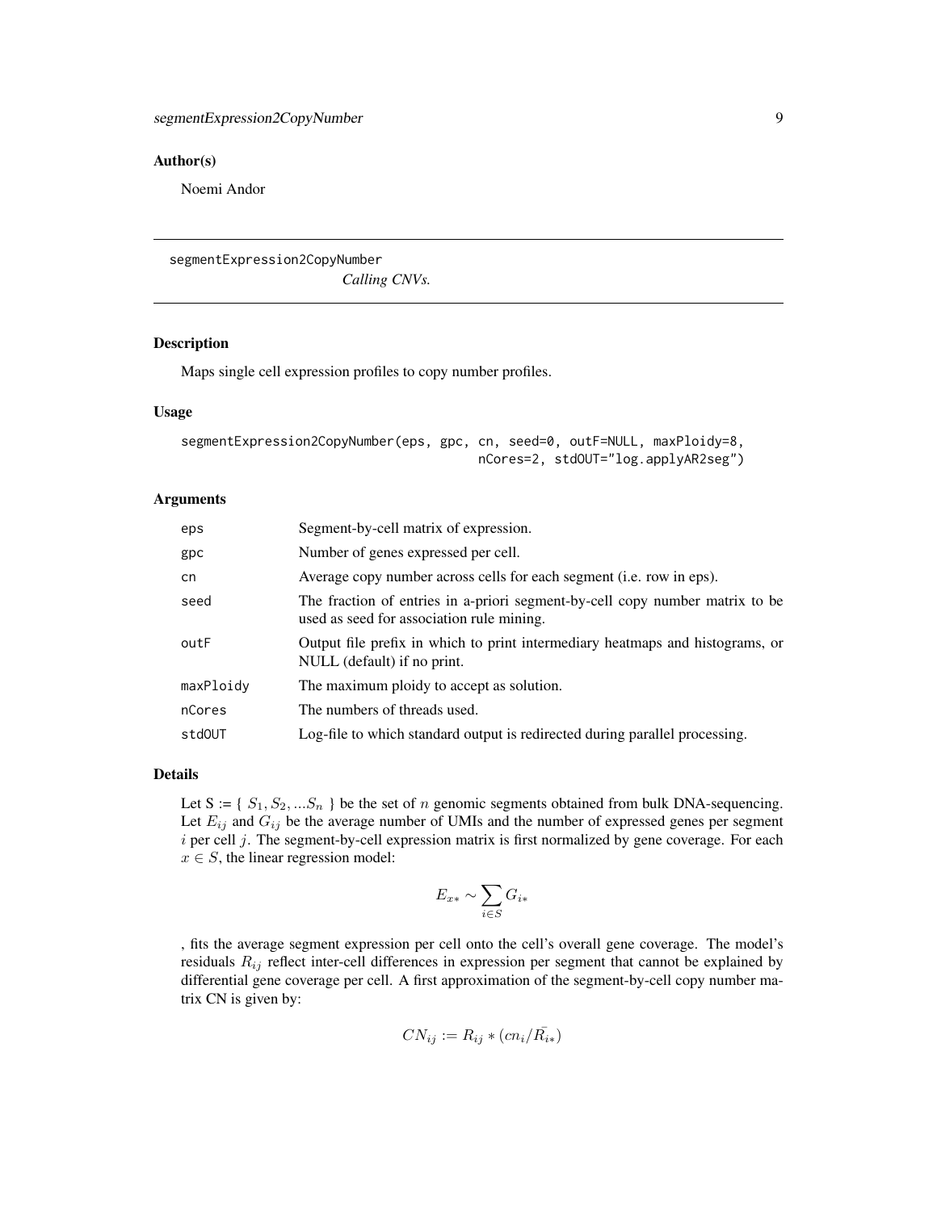## Author(s)

Noemi Andor

---

segmentExpression2CopyNumber

*Calling CNVs.*

---

### Description

Maps single cell expression profiles to copy number profiles.

### Usage

```
segmentExpression2CopyNumber(eps, gpc, cn, seed=0, outF=NULL, maxPloidy=8,
                                      nCores=2, stdOUT="log.applyAR2seg")
```

### Arguments

| | |
|---|---|
| eps | Segment-by-cell matrix of expression. |
| gpc | Number of genes expressed per cell. |
| cn | Average copy number across cells for each segment (i.e. row in eps). |
| seed | The fraction of entries in a-priori segment-by-cell copy number matrix to be used as seed for association rule mining. |
| outF | Output file prefix in which to print intermediary heatmaps and histograms, or NULL (default) if no print. |
| maxPloidy | The maximum ploidy to accept as solution. |
| nCores | The numbers of threads used. |
| stdOUT | Log-file to which standard output is redirected during parallel processing. |

### Details

Let S := { $S_1, S_2, ...S_n$ } be the set of $n$ genomic segments obtained from bulk DNA-sequencing. Let $E_{ij}$ and $G_{ij}$ be the average number of UMIs and the number of expressed genes per segment $i$ per cell $j$. The segment-by-cell expression matrix is first normalized by gene coverage. For each $x \in S$, the linear regression model:

$$E_{x*} \sim \sum_{i \in S} G_{i*}$$

, fits the average segment expression per cell onto the cell's overall gene coverage. The model's residuals $R_{ij}$ reflect inter-cell differences in expression per segment that cannot be explained by differential gene coverage per cell. A first approximation of the segment-by-cell copy number matrix CN is given by:

$$CN_{ij} := R_{ij} * (cn_i / \bar{R_{i*}})$$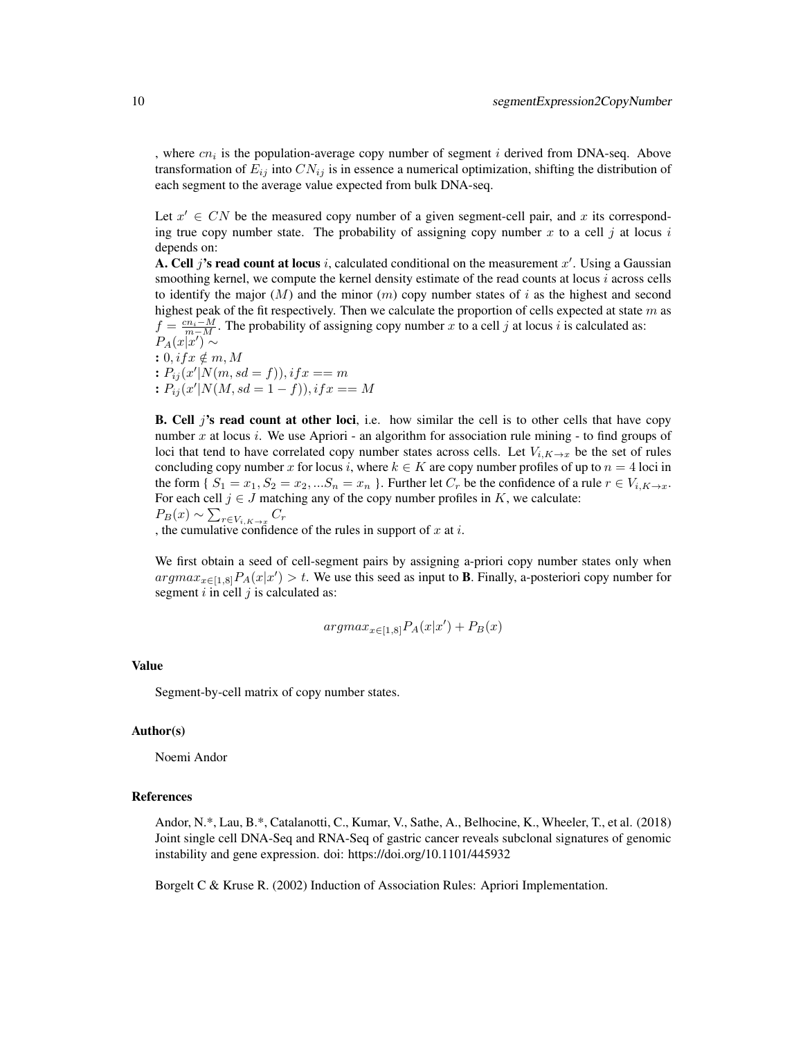, where $cn_i$ is the population-average copy number of segment $i$ derived from DNA-seq. Above transformation of $E_{ij}$ into $CN_{ij}$ is in essence a numerical optimization, shifting the distribution of each segment to the average value expected from bulk DNA-seq.

Let $x' \in CN$ be the measured copy number of a given segment-cell pair, and $x$ its corresponding true copy number state. The probability of assigning copy number $x$ to a cell $j$ at locus $i$ depends on:

**A. Cell $j$'s read count at locus** $i$, calculated conditional on the measurement $x'$. Using a Gaussian smoothing kernel, we compute the kernel density estimate of the read counts at locus $i$ across cells to identify the major ($M$) and the minor ($m$) copy number states of $i$ as the highest and second highest peak of the fit respectively. Then we calculate the proportion of cells expected at state $m$ as $f = \frac{cn_i - M}{m - M}$. The probability of assigning copy number $x$ to a cell $j$ at locus $i$ is calculated as:
$P_A(x|x') \sim$
: $0, if x \notin m, M$
: $P_{ij}(x'|N(m, sd = f)), if x == m$
: $P_{ij}(x'|N(M, sd = 1 - f)), if x == M$

**B. Cell $j$'s read count at other loci**, i.e. how similar the cell is to other cells that have copy number $x$ at locus $i$. We use Apriori - an algorithm for association rule mining - to find groups of loci that tend to have correlated copy number states across cells. Let $V_{i,K \to x}$ be the set of rules concluding copy number $x$ for locus $i$, where $k \in K$ are copy number profiles of up to $n = 4$ loci in the form { $S_1 = x_1, S_2 = x_2, ...S_n = x_n$ }. Further let $C_r$ be the confidence of a rule $r \in V_{i,K \to x}$. For each cell $j \in J$ matching any of the copy number profiles in $K$, we calculate:
$P_B(x) \sim \sum_{r \in V_{i,K \to x}} C_r$
, the cumulative confidence of the rules in support of $x$ at $i$.

We first obtain a seed of cell-segment pairs by assigning a-priori copy number states only when $argmax_{x \in [1,8]} P_A(x|x') > t$. We use this seed as input to **B**. Finally, a-posteriori copy number for segment $i$ in cell $j$ is calculated as:

$$argmax_{x \in [1,8]} P_A(x|x') + P_B(x)$$

### Value

Segment-by-cell matrix of copy number states.

### Author(s)

Noemi Andor

### References

Andor, N.*, Lau, B.*, Catalanotti, C., Kumar, V., Sathe, A., Belhocine, K., Wheeler, T., et al. (2018) Joint single cell DNA-Seq and RNA-Seq of gastric cancer reveals subclonal signatures of genomic instability and gene expression. doi: https://doi.org/10.1101/445932

Borgelt C & Kruse R. (2002) Induction of Association Rules: Apriori Implementation.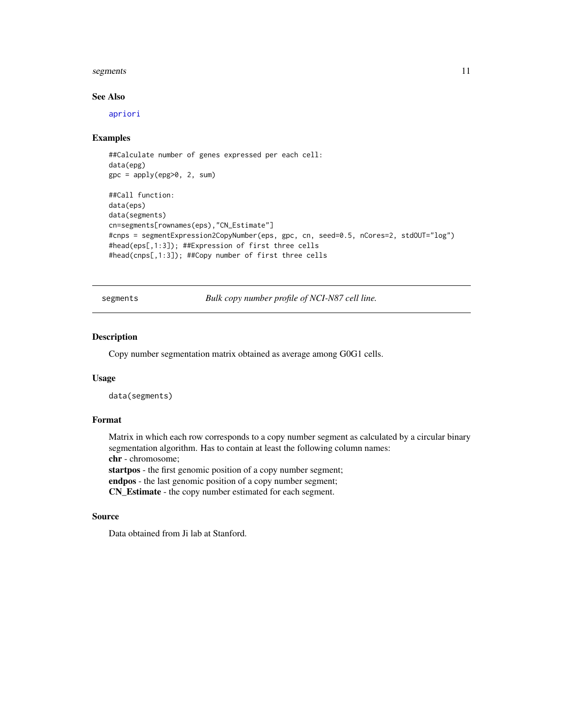### See Also

apriori

### Examples

```
##Calculate number of genes expressed per each cell:
data(epg)
gpc = apply(epg>0, 2, sum)

##Call function:
data(eps)
data(segments)
cn=segments[rownames(eps),"CN_Estimate"]
#cnps = segmentExpression2CopyNumber(eps, gpc, cn, seed=0.5, nCores=2, stdOUT="log")
#head(eps[,1:3]); ##Expression of first three cells
#head(cnps[,1:3]); ##Copy number of first three cells
```

---

## segments *Bulk copy number profile of NCI-N87 cell line.*

---

### Description

Copy number segmentation matrix obtained as average among G0G1 cells.

### Usage

```
data(segments)
```

### Format

Matrix in which each row corresponds to a copy number segment as calculated by a circular binary segmentation algorithm. Has to contain at least the following column names:
**chr** - chromosome;
**startpos** - the first genomic position of a copy number segment;
**endpos** - the last genomic position of a copy number segment;
**CN_Estimate** - the copy number estimated for each segment.

### Source

Data obtained from Ji lab at Stanford.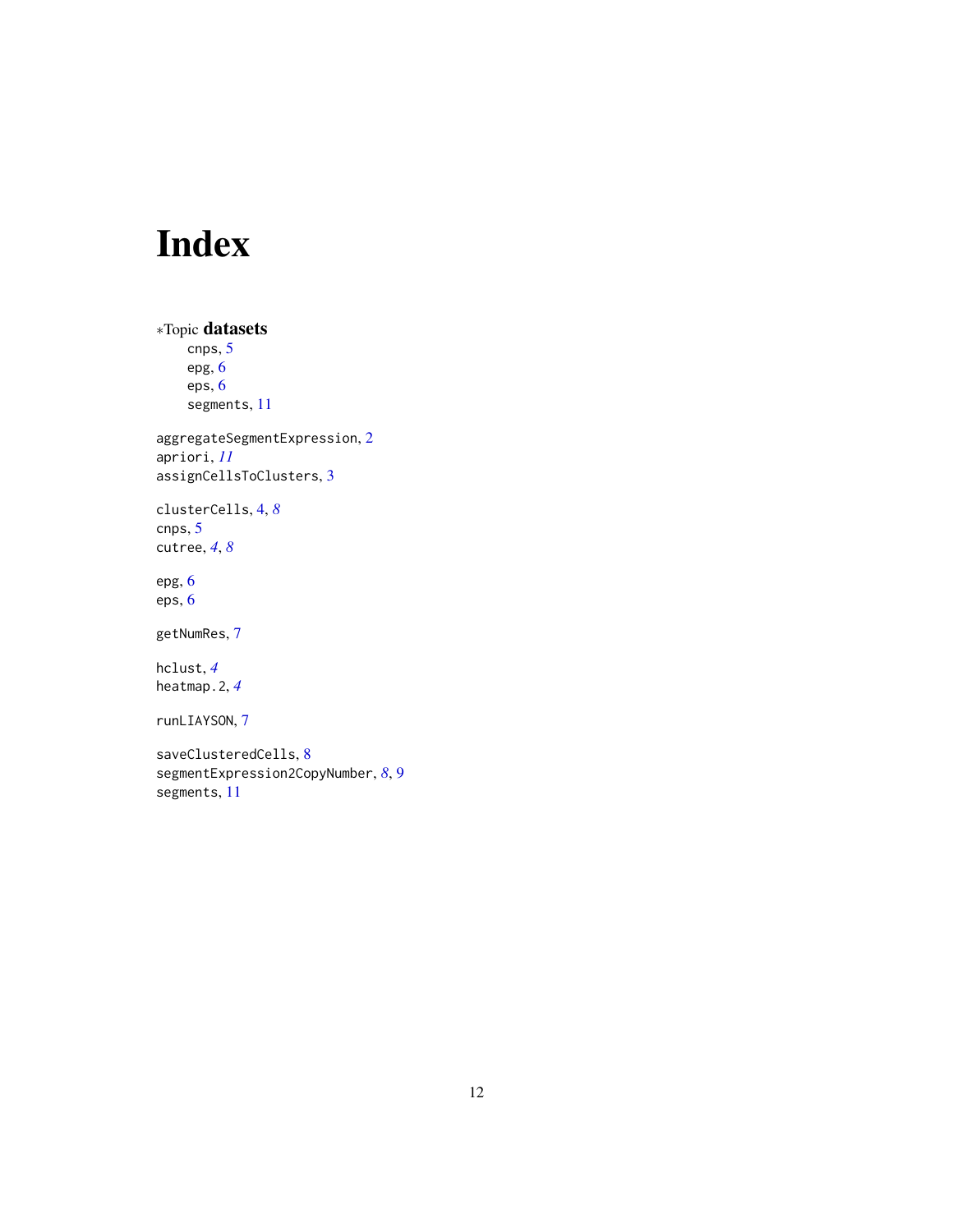# Index

*Topic **datasets**
  cnps, 5
  epg, 6
  eps, 6
  segments, 11

aggregateSegmentExpression, 2
apriori, *11*
assignCellsToClusters, 3

clusterCells, 4, *8*
cnps, 5
cutree, *4*, *8*

epg, 6
eps, 6

getNumRes, 7

hclust, *4*
heatmap.2, *4*

runLIAYSON, 7

saveClusteredCells, 8
segmentExpression2CopyNumber, *8*, 9
segments, 11